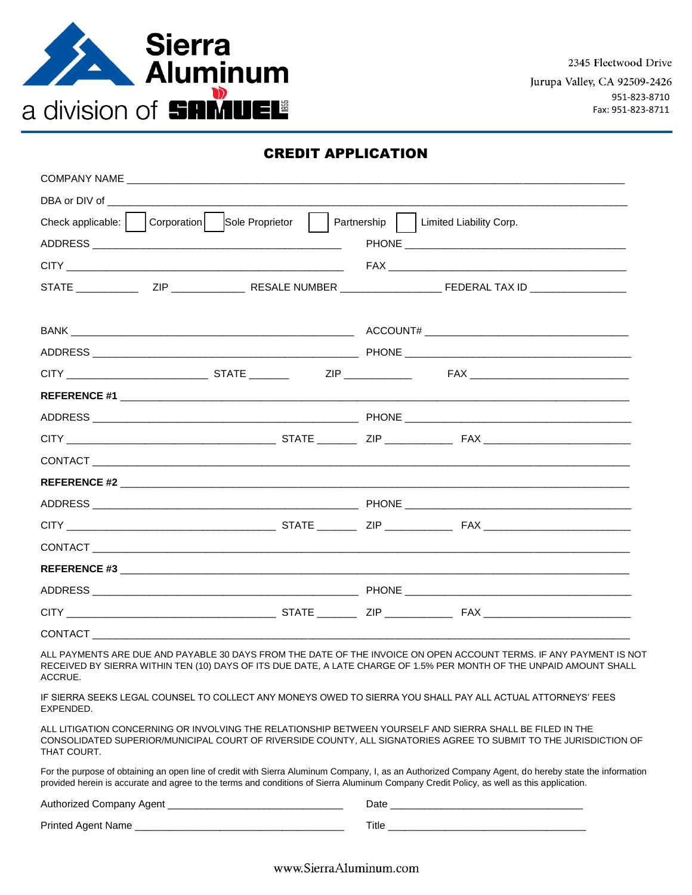Sierra Aluminum

a division of SAMUEL 1855

2345 Fleetwood Drive
Jurupa Valley, CA 92509-2426
951-823-8710
Fax: 951-823-8711

# CREDIT APPLICATION

COMPANY NAME ______________________________________________________________

DBA or DIV of ______________________________________________________________

Check applicable: ☐ Corporation ☐ Sole Proprietor ☐ Partnership ☐ Limited Liability Corp.

ADDRESS ______________________________ PHONE ______________________________

CITY ______________________________ FAX ______________________________

STATE __________ ZIP __________ RESALE NUMBER ______________ FEDERAL TAX ID ______________

BANK ______________________________ ACCOUNT# ______________________________

ADDRESS ______________________________ PHONE ______________________________

CITY ____________________ STATE ______ ZIP __________ FAX ____________________

**REFERENCE #1** ______________________________________________________________

ADDRESS ______________________________ PHONE ______________________________

CITY ______________________________ STATE ______ ZIP __________ FAX ____________________

CONTACT ______________________________________________________________

**REFERENCE #2** ______________________________________________________________

ADDRESS ______________________________ PHONE ______________________________

CITY ______________________________ STATE ______ ZIP __________ FAX ____________________

CONTACT ______________________________________________________________

**REFERENCE #3** ______________________________________________________________

ADDRESS ______________________________ PHONE ______________________________

CITY ______________________________ STATE ______ ZIP __________ FAX ____________________

CONTACT ______________________________________________________________

ALL PAYMENTS ARE DUE AND PAYABLE 30 DAYS FROM THE DATE OF THE INVOICE ON OPEN ACCOUNT TERMS. IF ANY PAYMENT IS NOT RECEIVED BY SIERRA WITHIN TEN (10) DAYS OF ITS DUE DATE, A LATE CHARGE OF 1.5% PER MONTH OF THE UNPAID AMOUNT SHALL ACCRUE.

IF SIERRA SEEKS LEGAL COUNSEL TO COLLECT ANY MONEYS OWED TO SIERRA YOU SHALL PAY ALL ACTUAL ATTORNEYS' FEES EXPENDED.

ALL LITIGATION CONCERNING OR INVOLVING THE RELATIONSHIP BETWEEN YOURSELF AND SIERRA SHALL BE FILED IN THE CONSOLIDATED SUPERIOR/MUNICIPAL COURT OF RIVERSIDE COUNTY, ALL SIGNATORIES AGREE TO SUBMIT TO THE JURISDICTION OF THAT COURT.

For the purpose of obtaining an open line of credit with Sierra Aluminum Company, I, as an Authorized Company Agent, do hereby state the information provided herein is accurate and agree to the terms and conditions of Sierra Aluminum Company Credit Policy, as well as this application.

Authorized Company Agent ______________________________ Date ______________________________

Printed Agent Name ______________________________ Title ______________________________

www.SierraAluminum.com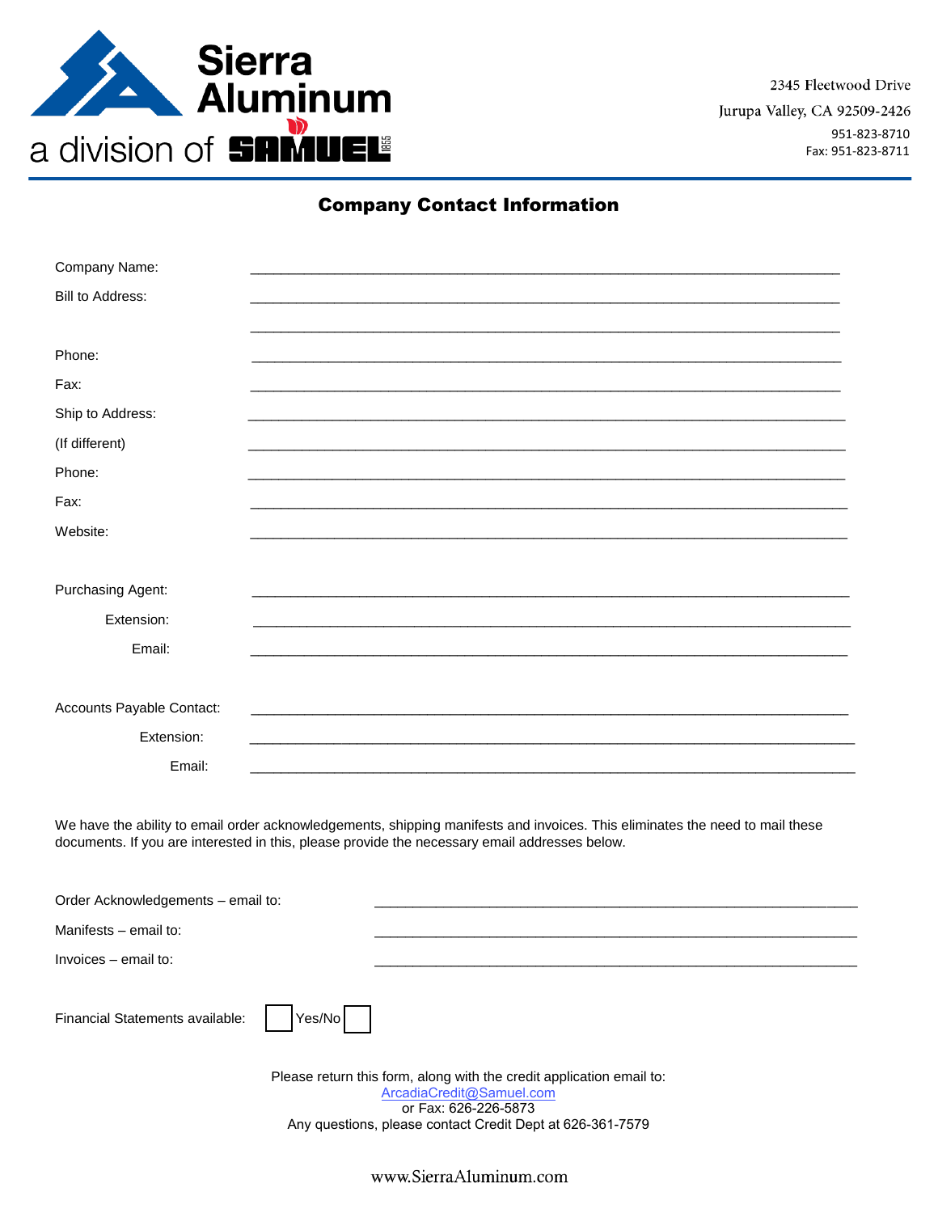Sierra Aluminum
a division of SAMUEL

2345 Fleetwood Drive
Jurupa Valley, CA 92509-2426
951-823-8710
Fax: 951-823-8711

## Company Contact Information

Company Name: ______________________________________________

Bill to Address: ______________________________________________

______________________________________________

Phone: ______________________________________________

Fax: ______________________________________________

Ship to Address: ______________________________________________

(If different) ______________________________________________

Phone: ______________________________________________

Fax: ______________________________________________

Website: ______________________________________________

Purchasing Agent: ______________________________________________

Extension: ______________________________________________

Email: ______________________________________________

Accounts Payable Contact: ______________________________________________

Extension: ______________________________________________

Email: ______________________________________________

We have the ability to email order acknowledgements, shipping manifests and invoices. This eliminates the need to mail these documents. If you are interested in this, please provide the necessary email addresses below.

Order Acknowledgements – email to: ______________________________________________

Manifests – email to: ______________________________________________

Invoices – email to: ______________________________________________

Financial Statements available: ☐ Yes/No ☐

Please return this form, along with the credit application email to:
ArcadiaCredit@Samuel.com
or Fax: 626-226-5873
Any questions, please contact Credit Dept at 626-361-7579

www.SierraAluminum.com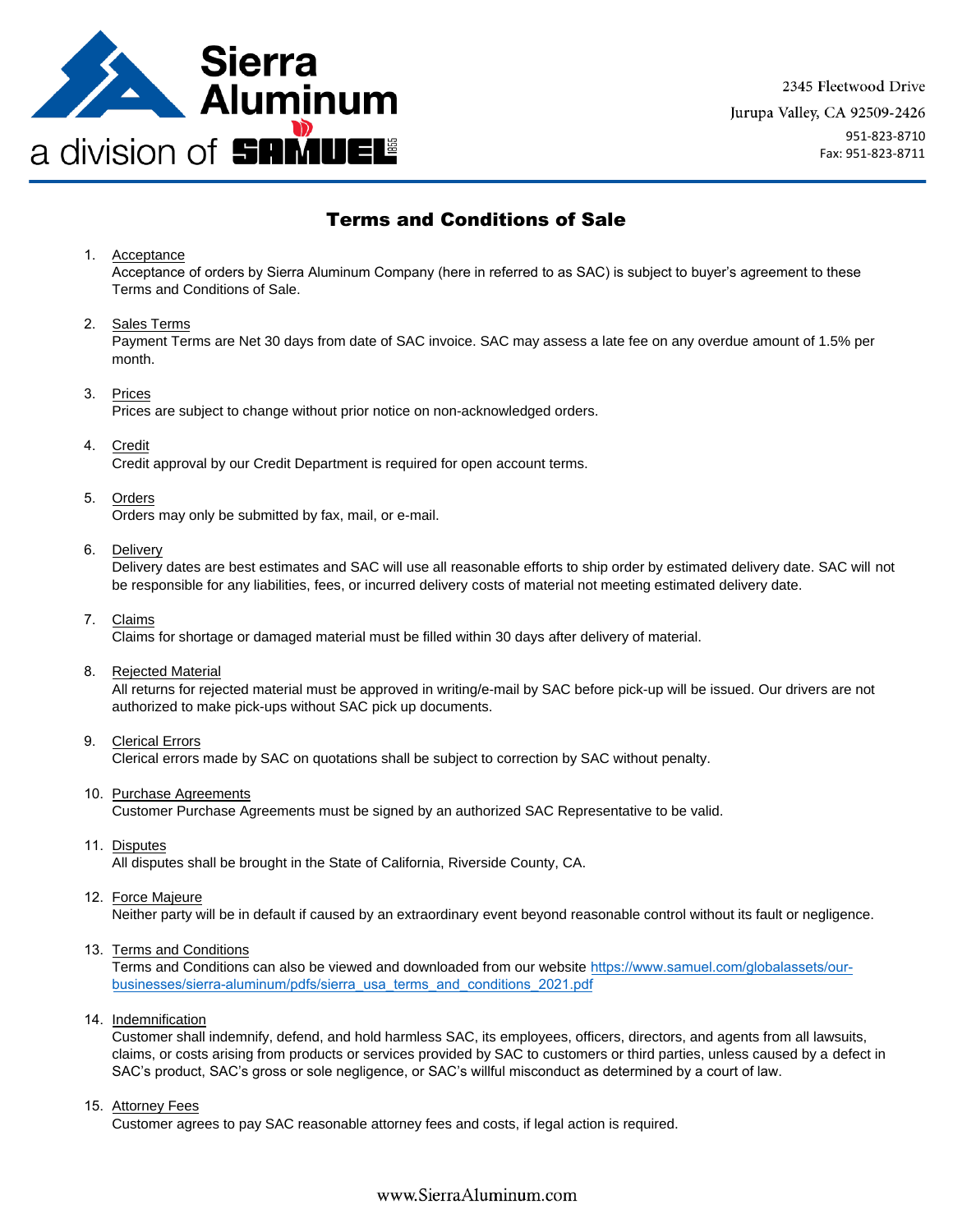Sierra Aluminum
a division of SAMUEL

2345 Fleetwood Drive
Jurupa Valley, CA 92509-2426
951-823-8710
Fax: 951-823-8711

# Terms and Conditions of Sale

1. Acceptance
   Acceptance of orders by Sierra Aluminum Company (here in referred to as SAC) is subject to buyer's agreement to these Terms and Conditions of Sale.

2. Sales Terms
   Payment Terms are Net 30 days from date of SAC invoice. SAC may assess a late fee on any overdue amount of 1.5% per month.

3. Prices
   Prices are subject to change without prior notice on non-acknowledged orders.

4. Credit
   Credit approval by our Credit Department is required for open account terms.

5. Orders
   Orders may only be submitted by fax, mail, or e-mail.

6. Delivery
   Delivery dates are best estimates and SAC will use all reasonable efforts to ship order by estimated delivery date. SAC will not be responsible for any liabilities, fees, or incurred delivery costs of material not meeting estimated delivery date.

7. Claims
   Claims for shortage or damaged material must be filled within 30 days after delivery of material.

8. Rejected Material
   All returns for rejected material must be approved in writing/e-mail by SAC before pick-up will be issued. Our drivers are not authorized to make pick-ups without SAC pick up documents.

9. Clerical Errors
   Clerical errors made by SAC on quotations shall be subject to correction by SAC without penalty.

10. Purchase Agreements
    Customer Purchase Agreements must be signed by an authorized SAC Representative to be valid.

11. Disputes
    All disputes shall be brought in the State of California, Riverside County, CA.

12. Force Majeure
    Neither party will be in default if caused by an extraordinary event beyond reasonable control without its fault or negligence.

13. Terms and Conditions
    Terms and Conditions can also be viewed and downloaded from our website https://www.samuel.com/globalassets/our-businesses/sierra-aluminum/pdfs/sierra_usa_terms_and_conditions_2021.pdf

14. Indemnification
    Customer shall indemnify, defend, and hold harmless SAC, its employees, officers, directors, and agents from all lawsuits, claims, or costs arising from products or services provided by SAC to customers or third parties, unless caused by a defect in SAC's product, SAC's gross or sole negligence, or SAC's willful misconduct as determined by a court of law.

15. Attorney Fees
    Customer agrees to pay SAC reasonable attorney fees and costs, if legal action is required.

www.SierraAluminum.com